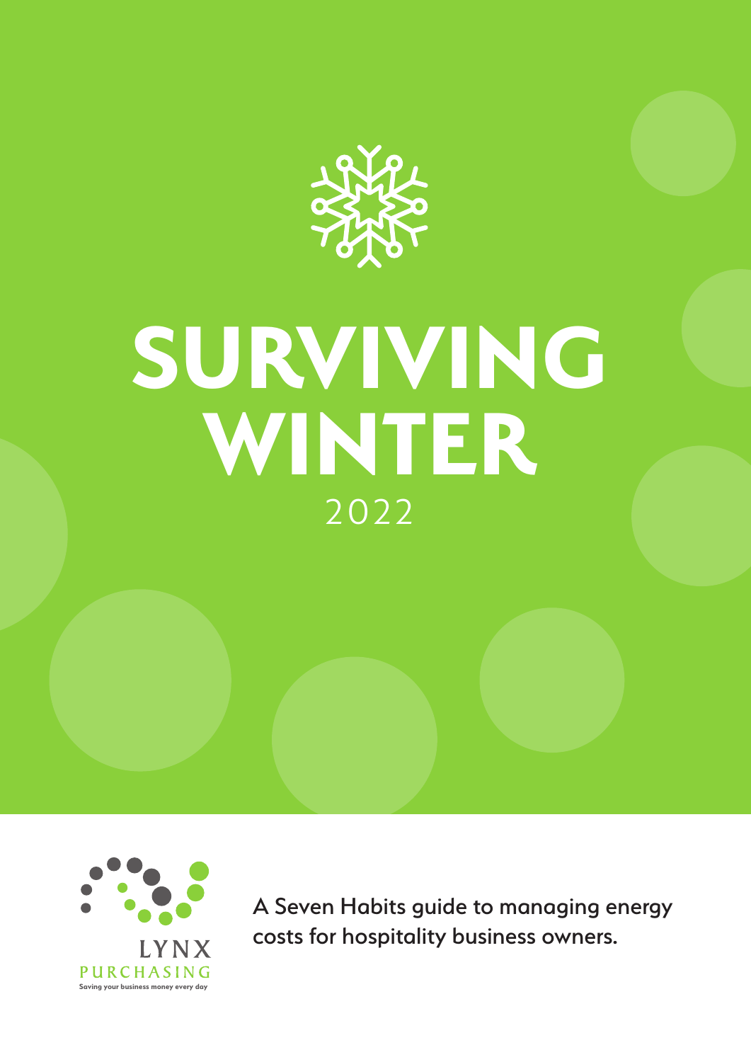# SURVIVING WINTER

2022

LYNX PURCHASING

Saving your business money every day

A Seven Habits guide to managing energy costs for hospitality business owners.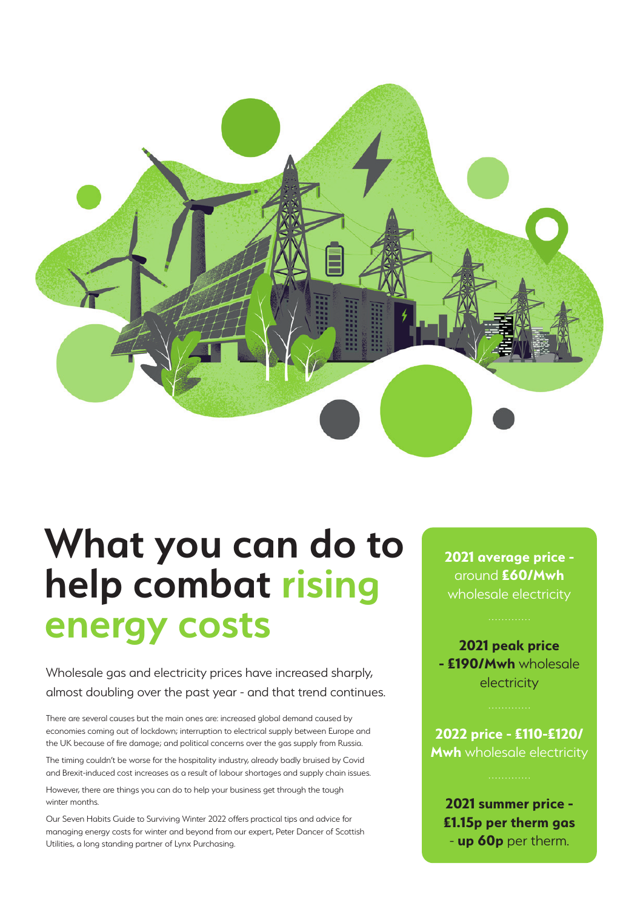# What you can do to help combat rising energy costs

Wholesale gas and electricity prices have increased sharply, almost doubling over the past year - and that trend continues.

There are several causes but the main ones are: increased global demand caused by economies coming out of lockdown; interruption to electrical supply between Europe and the UK because of fire damage; and political concerns over the gas supply from Russia.

The timing couldn't be worse for the hospitality industry, already badly bruised by Covid and Brexit-induced cost increases as a result of labour shortages and supply chain issues.

However, there are things you can do to help your business get through the tough winter months.

Our Seven Habits Guide to Surviving Winter 2022 offers practical tips and advice for managing energy costs for winter and beyond from our expert, Peter Dancer of Scottish Utilities, a long standing partner of Lynx Purchasing.

**2021 average price -** around **£60/Mwh** wholesale electricity

**2021 peak price - £190/Mwh** wholesale electricity

**2022 price - £110-£120/ Mwh** wholesale electricity

**2021 summer price - £1.15p per therm gas** - **up 60p** per therm.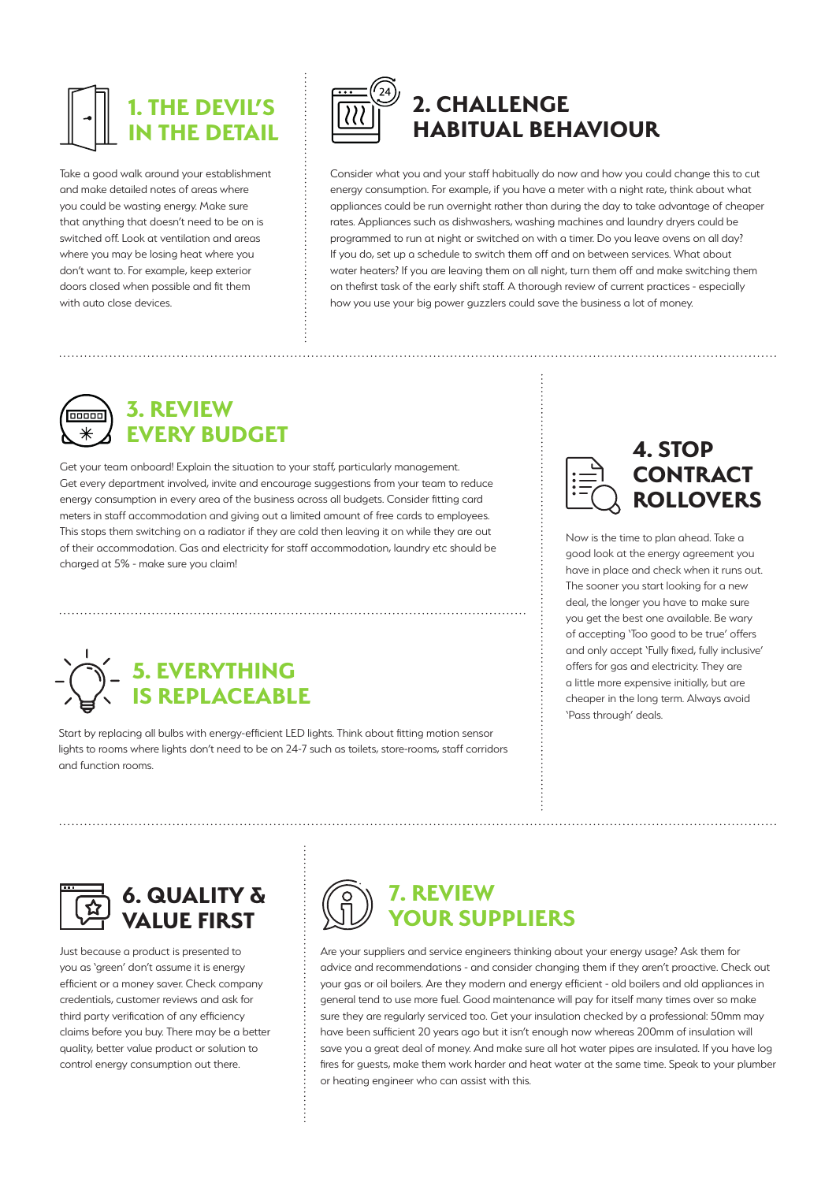## 1. THE DEVIL'S IN THE DETAIL

Take a good walk around your establishment and make detailed notes of areas where you could be wasting energy. Make sure that anything that doesn't need to be on is switched off. Look at ventilation and areas where you may be losing heat where you don't want to. For example, keep exterior doors closed when possible and fit them with auto close devices.

## 2. CHALLENGE HABITUAL BEHAVIOUR

Consider what you and your staff habitually do now and how you could change this to cut energy consumption. For example, if you have a meter with a night rate, think about what appliances could be run overnight rather than during the day to take advantage of cheaper rates. Appliances such as dishwashers, washing machines and laundry dryers could be programmed to run at night or switched on with a timer. Do you leave ovens on all day? If you do, set up a schedule to switch them off and on between services. What about water heaters? If you are leaving them on all night, turn them off and make switching them on thefirst task of the early shift staff. A thorough review of current practices - especially how you use your big power guzzlers could save the business a lot of money.

## 3. REVIEW EVERY BUDGET

Get your team onboard! Explain the situation to your staff, particularly management. Get every department involved, invite and encourage suggestions from your team to reduce energy consumption in every area of the business across all budgets. Consider fitting card meters in staff accommodation and giving out a limited amount of free cards to employees. This stops them switching on a radiator if they are cold then leaving it on while they are out of their accommodation. Gas and electricity for staff accommodation, laundry etc should be charged at 5% - make sure you claim!

## 4. STOP CONTRACT ROLLOVERS

Now is the time to plan ahead. Take a good look at the energy agreement you have in place and check when it runs out. The sooner you start looking for a new deal, the longer you have to make sure you get the best one available. Be wary of accepting 'Too good to be true' offers and only accept 'Fully fixed, fully inclusive' offers for gas and electricity. They are a little more expensive initially, but are cheaper in the long term. Always avoid 'Pass through' deals.

## 5. EVERYTHING IS REPLACEABLE

Start by replacing all bulbs with energy-efficient LED lights. Think about fitting motion sensor lights to rooms where lights don't need to be on 24-7 such as toilets, store-rooms, staff corridors and function rooms.

## 6. QUALITY & VALUE FIRST

Just because a product is presented to you as 'green' don't assume it is energy efficient or a money saver. Check company credentials, customer reviews and ask for third party verification of any efficiency claims before you buy. There may be a better quality, better value product or solution to control energy consumption out there.

## 7. REVIEW YOUR SUPPLIERS

Are your suppliers and service engineers thinking about your energy usage? Ask them for advice and recommendations - and consider changing them if they aren't proactive. Check out your gas or oil boilers. Are they modern and energy efficient - old boilers and old appliances in general tend to use more fuel. Good maintenance will pay for itself many times over so make sure they are regularly serviced too. Get your insulation checked by a professional: 50mm may have been sufficient 20 years ago but it isn't enough now whereas 200mm of insulation will save you a great deal of money. And make sure all hot water pipes are insulated. If you have log fires for guests, make them work harder and heat water at the same time. Speak to your plumber or heating engineer who can assist with this.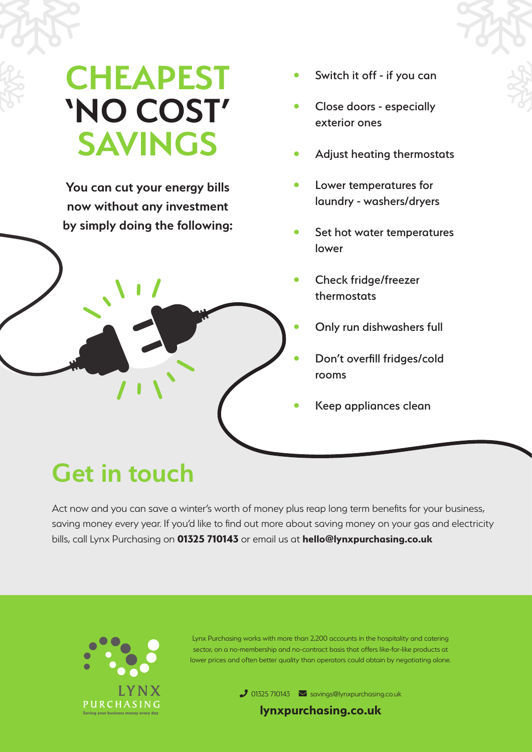# CHEAPEST 'NO COST' SAVINGS

**You can cut your energy bills now without any investment by simply doing the following:**

- Switch it off - if you can
- Close doors - especially exterior ones
- Adjust heating thermostats
- Lower temperatures for laundry - washers/dryers
- Set hot water temperatures lower
- Check fridge/freezer thermostats
- Only run dishwashers full
- Don't overfill fridges/cold rooms
- Keep appliances clean

## Get in touch

Act now and you can save a winter's worth of money plus reap long term benefits for your business, saving money every year. If you'd like to find out more about saving money on your gas and electricity bills, call Lynx Purchasing on **01325 710143** or email us at **hello@lynxpurchasing.co.uk**

LYNX PURCHASING
Saving your business money every day

Lynx Purchasing works with more than 2,200 accounts in the hospitality and catering sector, on a no-membership and no-contract basis that offers like-for-like products at lower prices and often better quality than operators could obtain by negotiating alone.

01325 710143 savings@lynxpurchasing.co.uk

**lynxpurchasing.co.uk**